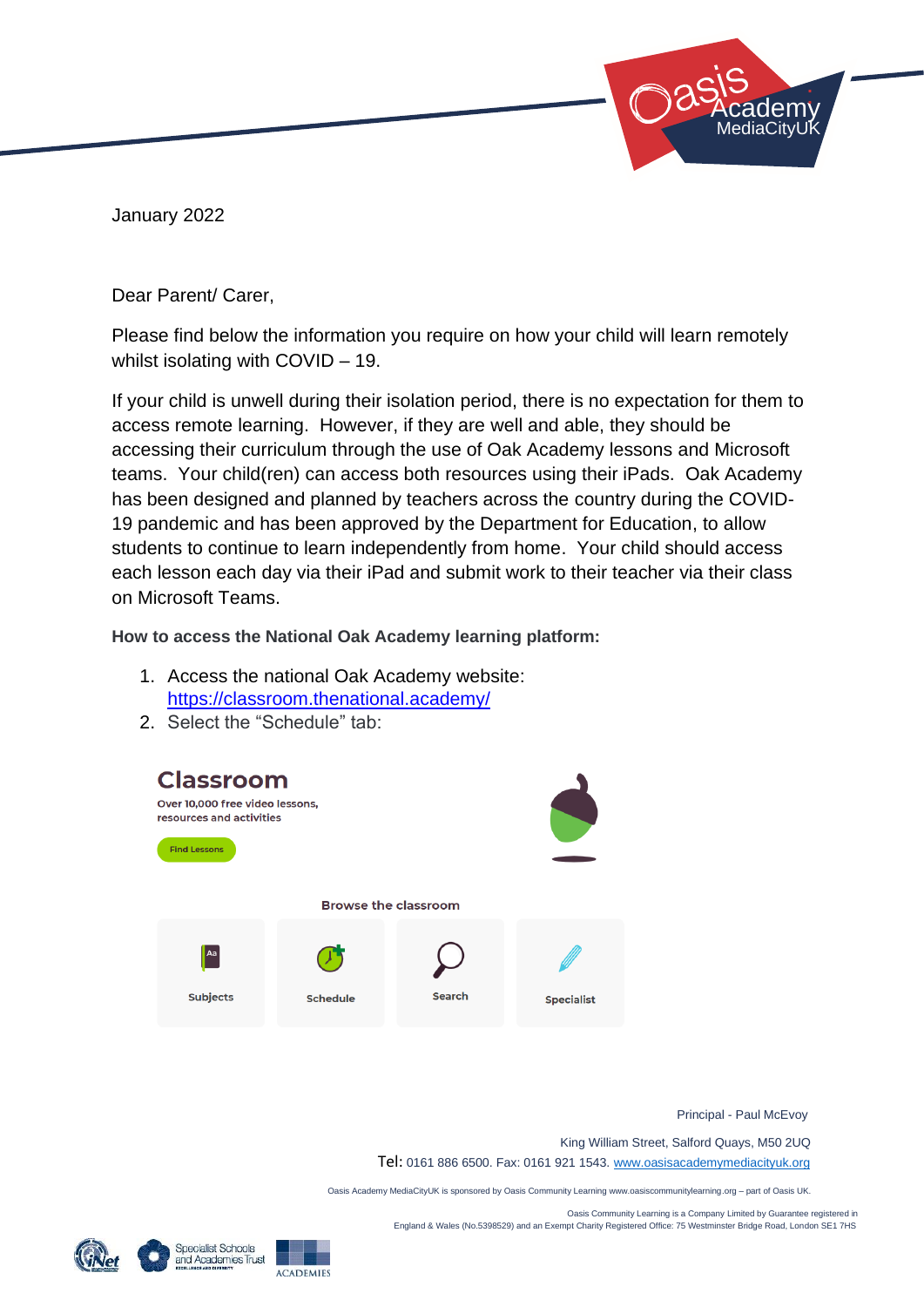January 2022

Dear Parent/ Carer,

Please find below the information you require on how your child will learn remotely whilst isolating with COVID – 19.

If your child is unwell during their isolation period, there is no expectation for them to access remote learning. However, if they are well and able, they should be accessing their curriculum through the use of Oak Academy lessons and Microsoft teams. Your child(ren) can access both resources using their iPads. Oak Academy has been designed and planned by teachers across the country during the COVID-19 pandemic and has been approved by the Department for Education, to allow students to continue to learn independently from home. Your child should access each lesson each day via their iPad and submit work to their teacher via their class on Microsoft Teams.

**How to access the National Oak Academy learning platform:**

1. Access the national Oak Academy website: https://classroom.thenational.academy/
2. Select the "Schedule" tab:

Classroom

Over 10,000 free video lessons, resources and activities

Find Lessons

Browse the classroom

Subjects | Schedule | Search | Specialist

Principal - Paul McEvoy

King William Street, Salford Quays, M50 2UQ

Tel: 0161 886 6500. Fax: 0161 921 1543. www.oasisacademymediacityuk.org

Oasis Academy MediaCityUK is sponsored by Oasis Community Learning www.oasiscommunitylearning.org – part of Oasis UK.

Oasis Community Learning is a Company Limited by Guarantee registered in England & Wales (No.5398529) and an Exempt Charity Registered Office: 75 Westminster Bridge Road, London SE1 7HS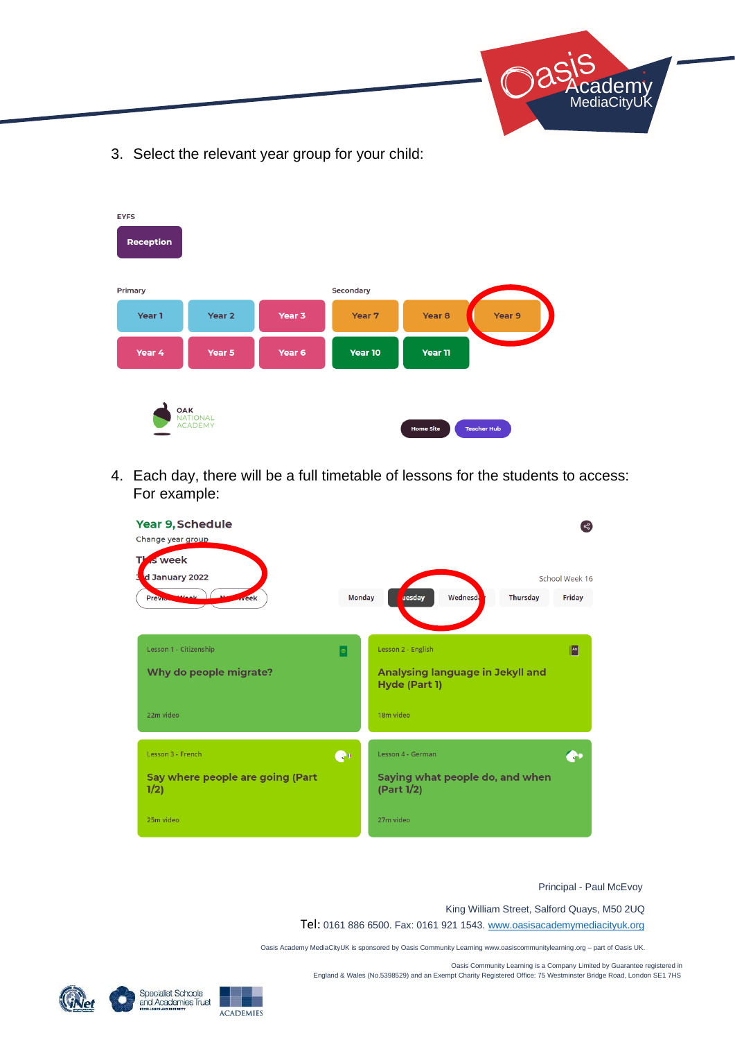3. Select the relevant year group for your child:

EYFS

Reception

Primary

Year 1 | Year 2 | Year 3
Year 4 | Year 5 | Year 6

Secondary

Year 7 | Year 8 | Year 9
Year 10 | Year 11

OAK NATIONAL ACADEMY

Home Site | Teacher Hub

4. Each day, there will be a full timetable of lessons for the students to access: For example:

**Year 9, Schedule**

Change year group

This week

3rd January 2022

School Week 16

Previous Week | Next Week

Monday | Tuesday | Wednesday | Thursday | Friday

Lesson 1 - Citizenship
**Why do people migrate?**
22m video

Lesson 2 - English
**Analysing language in Jekyll and Hyde (Part 1)**
18m video

Lesson 3 - French
**Say where people are going (Part 1/2)**
25m video

Lesson 4 - German
**Saying what people do, and when (Part 1/2)**
27m video

Principal - Paul McEvoy

King William Street, Salford Quays, M50 2UQ

Tel: 0161 886 6500. Fax: 0161 921 1543. www.oasisacademymediacityuk.org

Oasis Academy MediaCityUK is sponsored by Oasis Community Learning www.oasiscommunitylearning.org – part of Oasis UK.

Oasis Community Learning is a Company Limited by Guarantee registered in England & Wales (No.5398529) and an Exempt Charity Registered Office: 75 Westminster Bridge Road, London SE1 7HS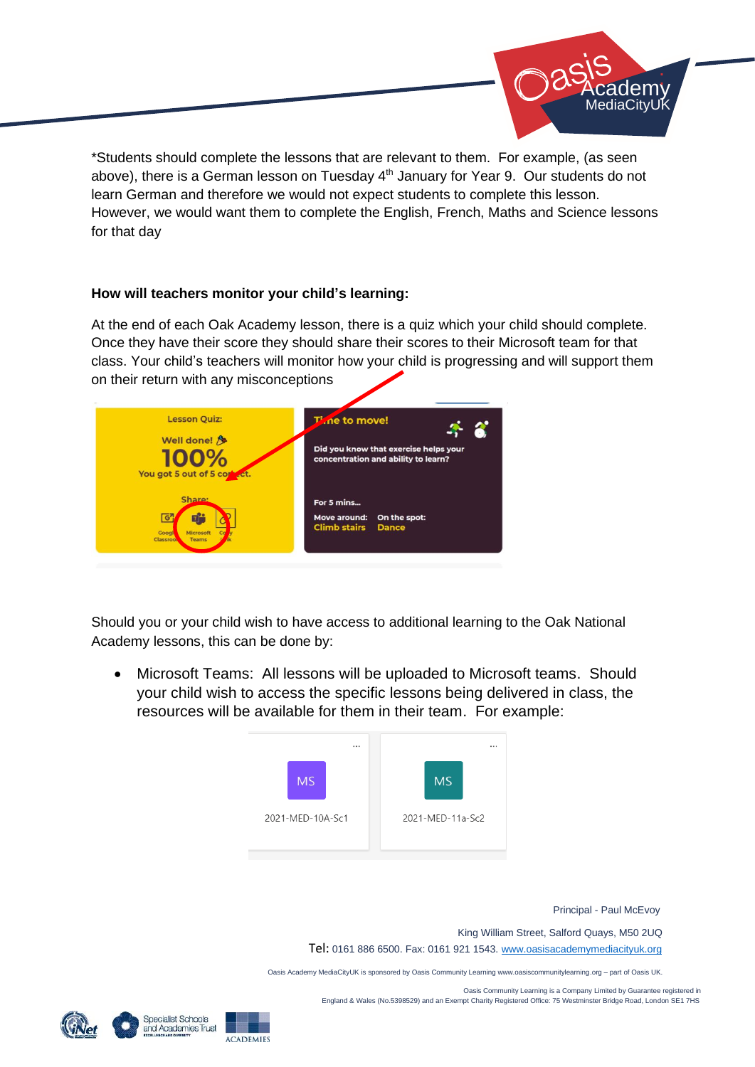*Students should complete the lessons that are relevant to them. For example, (as seen above), there is a German lesson on Tuesday 4th January for Year 9. Our students do not learn German and therefore we would not expect students to complete this lesson. However, we would want them to complete the English, French, Maths and Science lessons for that day

**How will teachers monitor your child's learning:**

At the end of each Oak Academy lesson, there is a quiz which your child should complete. Once they have their score they should share their scores to their Microsoft team for that class. Your child's teachers will monitor how your child is progressing and will support them on their return with any misconceptions

Should you or your child wish to have access to additional learning to the Oak National Academy lessons, this can be done by:

- Microsoft Teams: All lessons will be uploaded to Microsoft teams. Should your child wish to access the specific lessons being delivered in class, the resources will be available for them in their team. For example:

Principal - Paul McEvoy

King William Street, Salford Quays, M50 2UQ

Tel: 0161 886 6500. Fax: 0161 921 1543. www.oasisacademymediacityuk.org

Oasis Academy MediaCityUK is sponsored by Oasis Community Learning www.oasiscommunitylearning.org – part of Oasis UK.

Oasis Community Learning is a Company Limited by Guarantee registered in England & Wales (No.5398529) and an Exempt Charity Registered Office: 75 Westminster Bridge Road, London SE1 7HS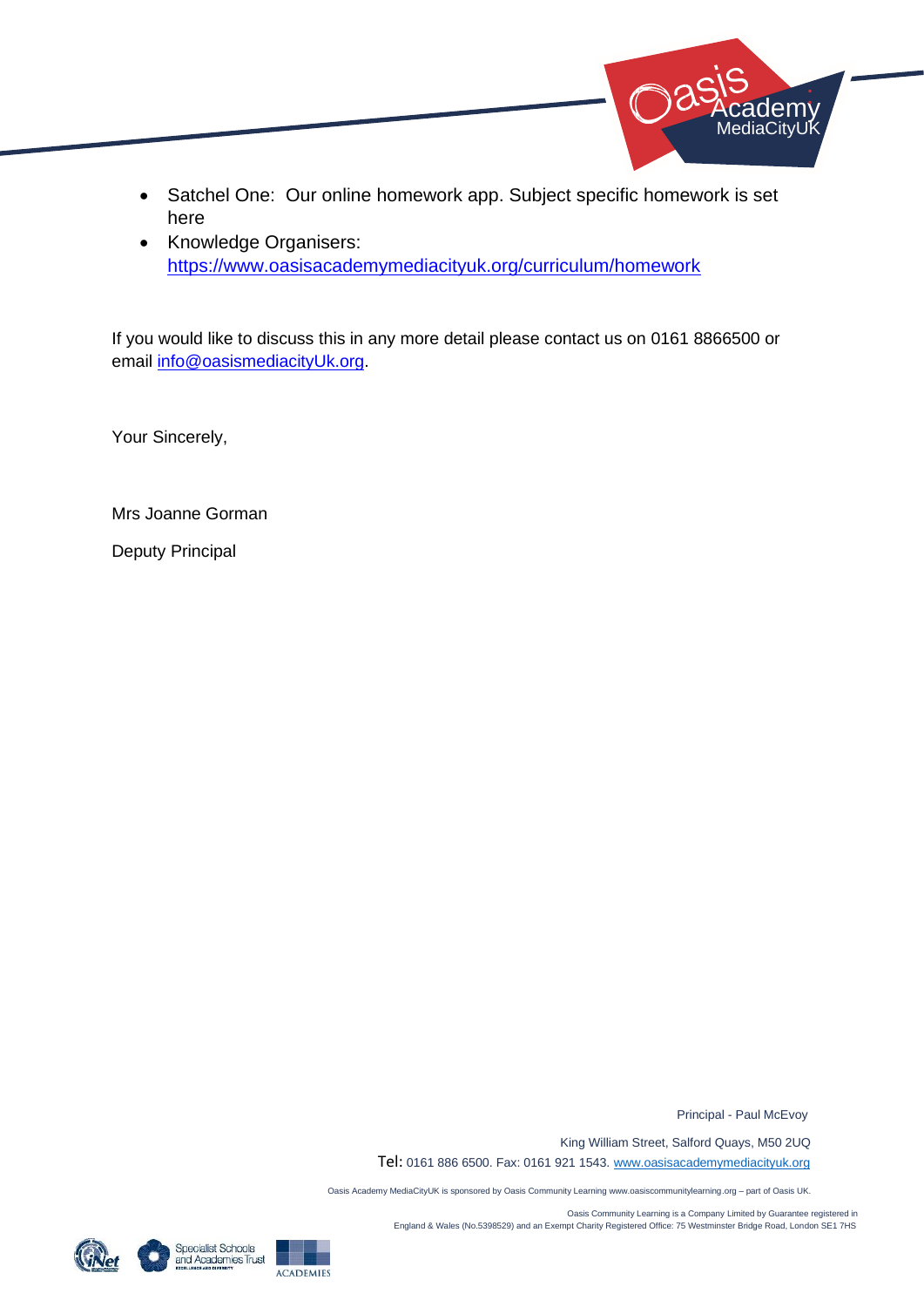- Satchel One: Our online homework app. Subject specific homework is set here
- Knowledge Organisers: https://www.oasisacademymediacityuk.org/curriculum/homework

If you would like to discuss this in any more detail please contact us on 0161 8866500 or email info@oasismediacityUk.org.

Your Sincerely,

Mrs Joanne Gorman

Deputy Principal

Principal - Paul McEvoy

King William Street, Salford Quays, M50 2UQ

Tel: 0161 886 6500. Fax: 0161 921 1543. www.oasisacademymediacityuk.org

Oasis Academy MediaCityUK is sponsored by Oasis Community Learning www.oasiscommunitylearning.org – part of Oasis UK.

Oasis Community Learning is a Company Limited by Guarantee registered in England & Wales (No.5398529) and an Exempt Charity Registered Office: 75 Westminster Bridge Road, London SE1 7HS